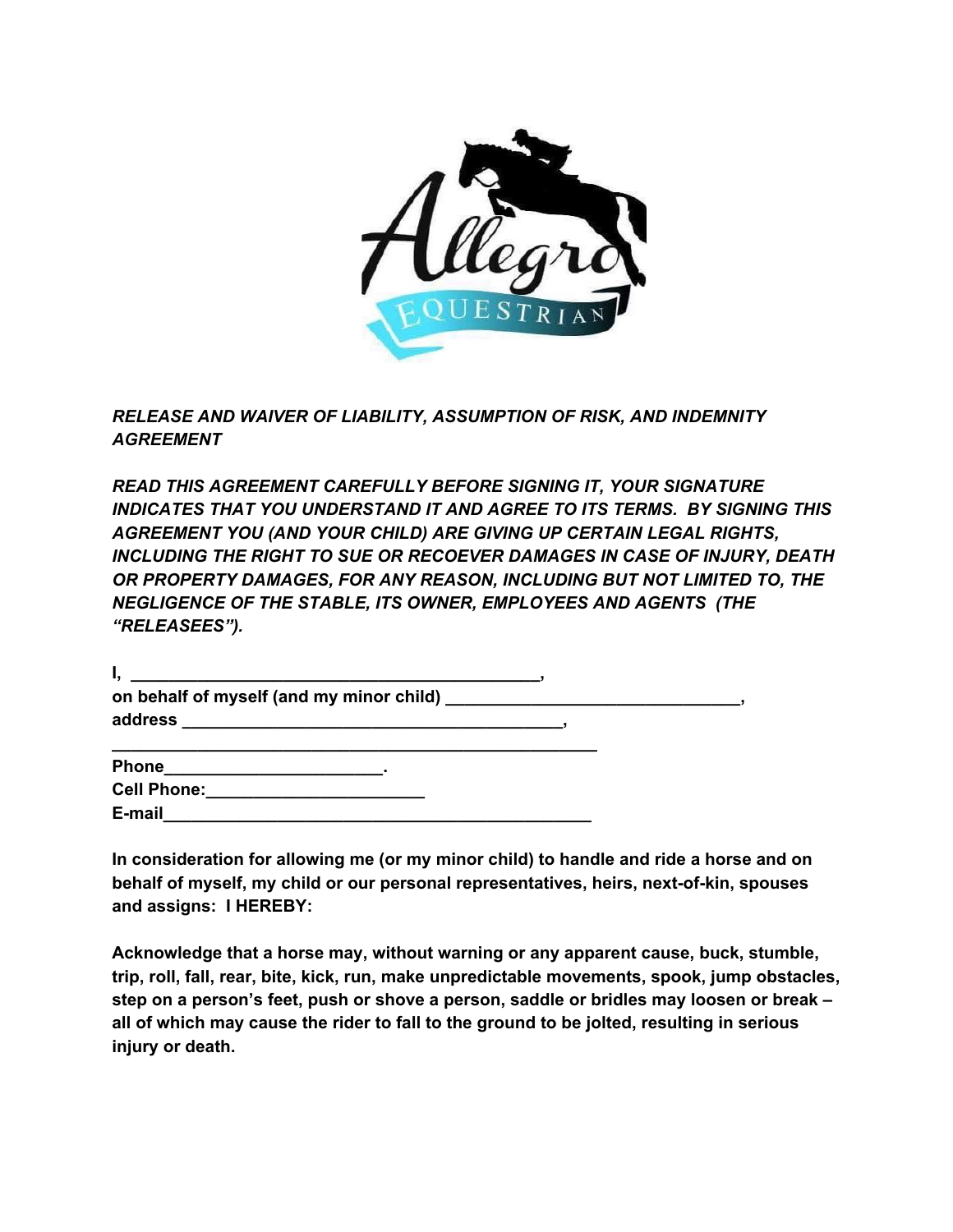Allegro EQUESTRIAN

***RELEASE AND WAIVER OF LIABILITY, ASSUMPTION OF RISK, AND INDEMNITY AGREEMENT***

***READ THIS AGREEMENT CAREFULLY BEFORE SIGNING IT, YOUR SIGNATURE INDICATES THAT YOU UNDERSTAND IT AND AGREE TO ITS TERMS. BY SIGNING THIS AGREEMENT YOU (AND YOUR CHILD) ARE GIVING UP CERTAIN LEGAL RIGHTS, INCLUDING THE RIGHT TO SUE OR RECOEVER DAMAGES IN CASE OF INJURY, DEATH OR PROPERTY DAMAGES, FOR ANY REASON, INCLUDING BUT NOT LIMITED TO, THE NEGLIGENCE OF THE STABLE, ITS OWNER, EMPLOYEES AND AGENTS (THE "RELEASEES").***

**I, ___________________________________________,**
**on behalf of myself (and my minor child) _______________________________,**
**address ________________________________________,**
**____________________________________________________**
**Phone_______________________.**
**Cell Phone:_______________________**
**E-mail_____________________________________________**

**In consideration for allowing me (or my minor child) to handle and ride a horse and on behalf of myself, my child or our personal representatives, heirs, next-of-kin, spouses and assigns: I HEREBY:**

**Acknowledge that a horse may, without warning or any apparent cause, buck, stumble, trip, roll, fall, rear, bite, kick, run, make unpredictable movements, spook, jump obstacles, step on a person's feet, push or shove a person, saddle or bridles may loosen or break – all of which may cause the rider to fall to the ground to be jolted, resulting in serious injury or death.**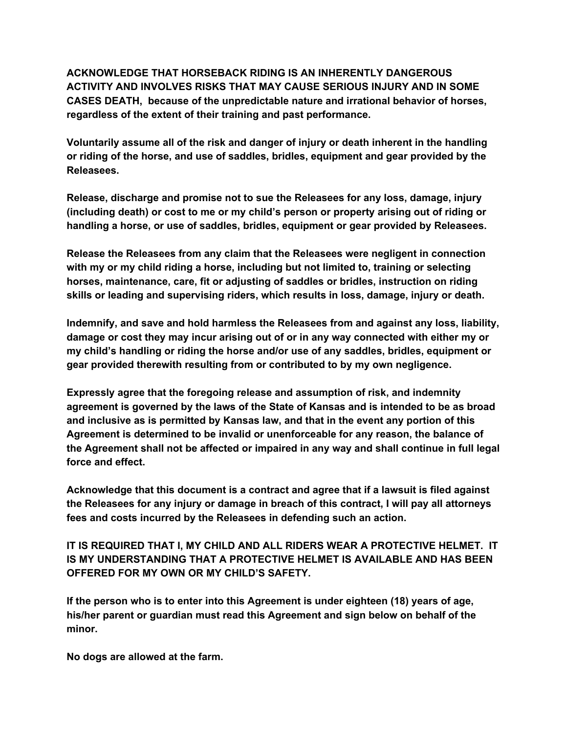**ACKNOWLEDGE THAT HORSEBACK RIDING IS AN INHERENTLY DANGEROUS ACTIVITY AND INVOLVES RISKS THAT MAY CAUSE SERIOUS INJURY AND IN SOME CASES DEATH, because of the unpredictable nature and irrational behavior of horses, regardless of the extent of their training and past performance.**

**Voluntarily assume all of the risk and danger of injury or death inherent in the handling or riding of the horse, and use of saddles, bridles, equipment and gear provided by the Releasees.**

**Release, discharge and promise not to sue the Releasees for any loss, damage, injury (including death) or cost to me or my child's person or property arising out of riding or handling a horse, or use of saddles, bridles, equipment or gear provided by Releasees.**

**Release the Releasees from any claim that the Releasees were negligent in connection with my or my child riding a horse, including but not limited to, training or selecting horses, maintenance, care, fit or adjusting of saddles or bridles, instruction on riding skills or leading and supervising riders, which results in loss, damage, injury or death.**

**Indemnify, and save and hold harmless the Releasees from and against any loss, liability, damage or cost they may incur arising out of or in any way connected with either my or my child's handling or riding the horse and/or use of any saddles, bridles, equipment or gear provided therewith resulting from or contributed to by my own negligence.**

**Expressly agree that the foregoing release and assumption of risk, and indemnity agreement is governed by the laws of the State of Kansas and is intended to be as broad and inclusive as is permitted by Kansas law, and that in the event any portion of this Agreement is determined to be invalid or unenforceable for any reason, the balance of the Agreement shall not be affected or impaired in any way and shall continue in full legal force and effect.**

**Acknowledge that this document is a contract and agree that if a lawsuit is filed against the Releasees for any injury or damage in breach of this contract, I will pay all attorneys fees and costs incurred by the Releasees in defending such an action.**

**IT IS REQUIRED THAT I, MY CHILD AND ALL RIDERS WEAR A PROTECTIVE HELMET. IT IS MY UNDERSTANDING THAT A PROTECTIVE HELMET IS AVAILABLE AND HAS BEEN OFFERED FOR MY OWN OR MY CHILD'S SAFETY.**

**If the person who is to enter into this Agreement is under eighteen (18) years of age, his/her parent or guardian must read this Agreement and sign below on behalf of the minor.**

**No dogs are allowed at the farm.**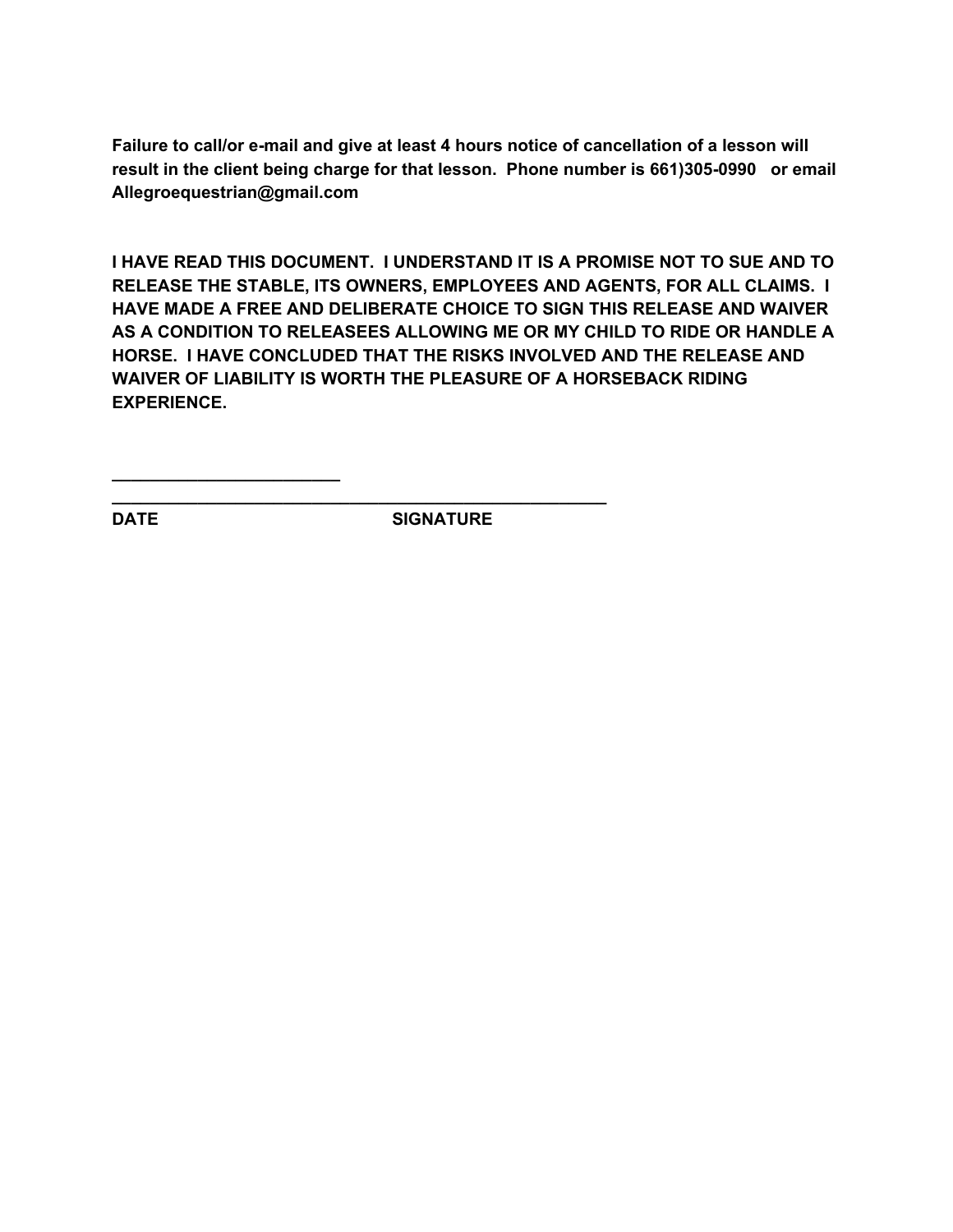**Failure to call/or e-mail and give at least 4 hours notice of cancellation of a lesson will result in the client being charge for that lesson. Phone number is 661)305-0990 or email Allegroequestrian@gmail.com**

**I HAVE READ THIS DOCUMENT. I UNDERSTAND IT IS A PROMISE NOT TO SUE AND TO RELEASE THE STABLE, ITS OWNERS, EMPLOYEES AND AGENTS, FOR ALL CLAIMS. I HAVE MADE A FREE AND DELIBERATE CHOICE TO SIGN THIS RELEASE AND WAIVER AS A CONDITION TO RELEASEES ALLOWING ME OR MY CHILD TO RIDE OR HANDLE A HORSE. I HAVE CONCLUDED THAT THE RISKS INVOLVED AND THE RELEASE AND WAIVER OF LIABILITY IS WORTH THE PLEASURE OF A HORSEBACK RIDING EXPERIENCE.**

**________________________**

**____________________________________________________**

**DATE SIGNATURE**